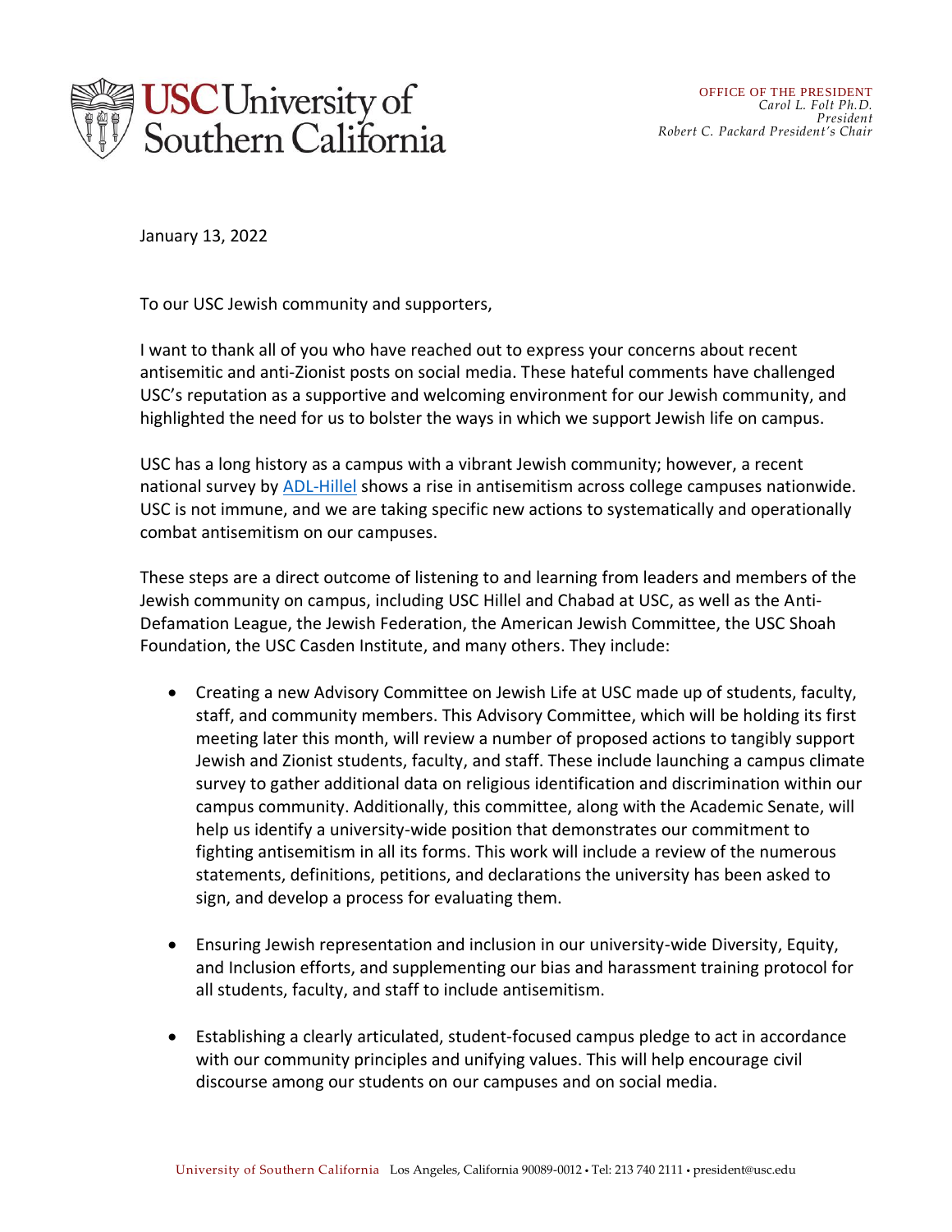**USC University of Southern California**

OFFICE OF THE PRESIDENT
*Carol L. Folt Ph.D.*
*President*
*Robert C. Packard President's Chair*

January 13, 2022

To our USC Jewish community and supporters,

I want to thank all of you who have reached out to express your concerns about recent antisemitic and anti-Zionist posts on social media. These hateful comments have challenged USC's reputation as a supportive and welcoming environment for our Jewish community, and highlighted the need for us to bolster the ways in which we support Jewish life on campus.

USC has a long history as a campus with a vibrant Jewish community; however, a recent national survey by ADL-Hillel shows a rise in antisemitism across college campuses nationwide. USC is not immune, and we are taking specific new actions to systematically and operationally combat antisemitism on our campuses.

These steps are a direct outcome of listening to and learning from leaders and members of the Jewish community on campus, including USC Hillel and Chabad at USC, as well as the Anti-Defamation League, the Jewish Federation, the American Jewish Committee, the USC Shoah Foundation, the USC Casden Institute, and many others. They include:

- Creating a new Advisory Committee on Jewish Life at USC made up of students, faculty, staff, and community members. This Advisory Committee, which will be holding its first meeting later this month, will review a number of proposed actions to tangibly support Jewish and Zionist students, faculty, and staff. These include launching a campus climate survey to gather additional data on religious identification and discrimination within our campus community. Additionally, this committee, along with the Academic Senate, will help us identify a university-wide position that demonstrates our commitment to fighting antisemitism in all its forms. This work will include a review of the numerous statements, definitions, petitions, and declarations the university has been asked to sign, and develop a process for evaluating them.

- Ensuring Jewish representation and inclusion in our university-wide Diversity, Equity, and Inclusion efforts, and supplementing our bias and harassment training protocol for all students, faculty, and staff to include antisemitism.

- Establishing a clearly articulated, student-focused campus pledge to act in accordance with our community principles and unifying values. This will help encourage civil discourse among our students on our campuses and on social media.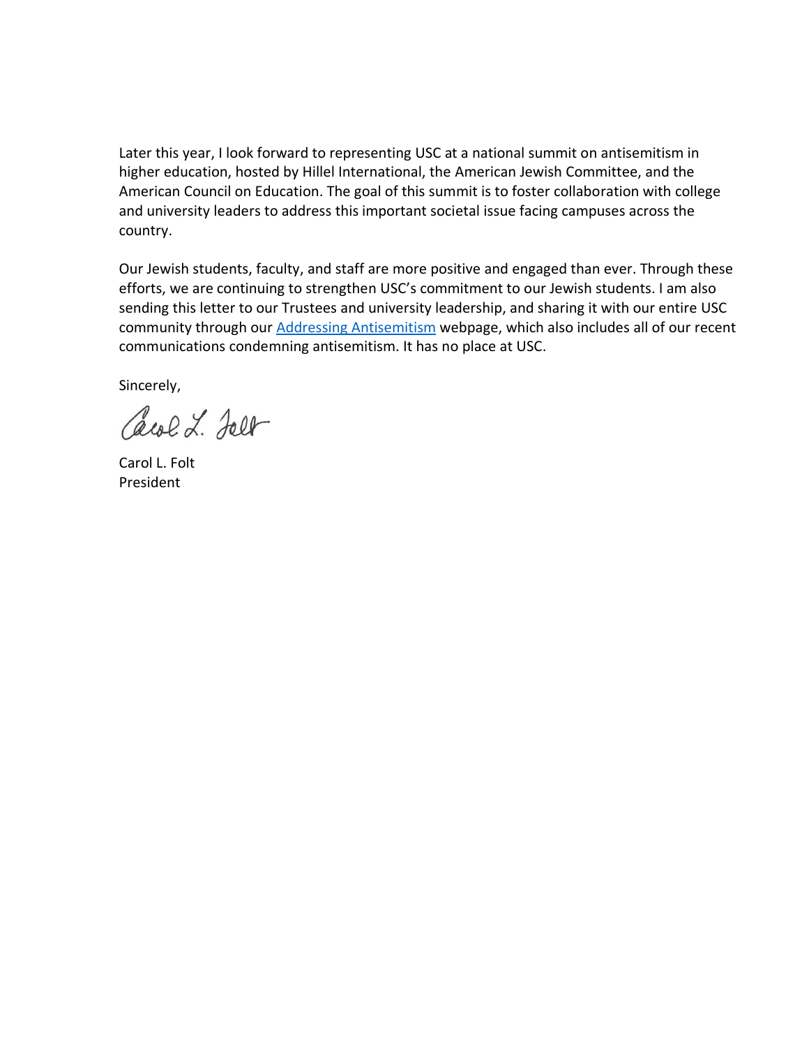Later this year, I look forward to representing USC at a national summit on antisemitism in higher education, hosted by Hillel International, the American Jewish Committee, and the American Council on Education. The goal of this summit is to foster collaboration with college and university leaders to address this important societal issue facing campuses across the country.

Our Jewish students, faculty, and staff are more positive and engaged than ever. Through these efforts, we are continuing to strengthen USC's commitment to our Jewish students. I am also sending this letter to our Trustees and university leadership, and sharing it with our entire USC community through our Addressing Antisemitism webpage, which also includes all of our recent communications condemning antisemitism. It has no place at USC.

Sincerely,

Carol L. Folt

Carol L. Folt
President